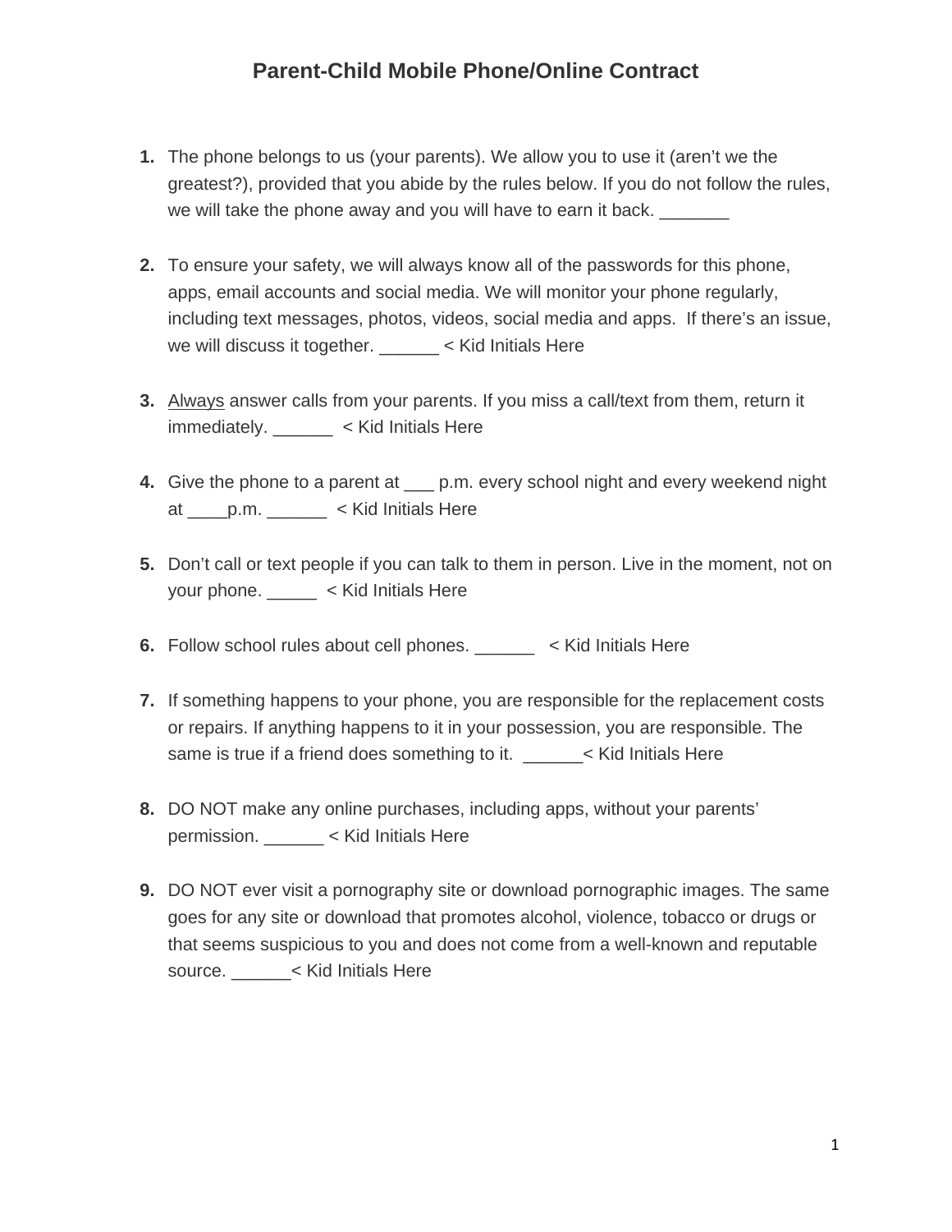# Parent-Child Mobile Phone/Online Contract

1. The phone belongs to us (your parents). We allow you to use it (aren't we the greatest?), provided that you abide by the rules below. If you do not follow the rules, we will take the phone away and you will have to earn it back. _______

2. To ensure your safety, we will always know all of the passwords for this phone, apps, email accounts and social media. We will monitor your phone regularly, including text messages, photos, videos, social media and apps. If there's an issue, we will discuss it together. ______ < Kid Initials Here

3. <u>Always</u> answer calls from your parents. If you miss a call/text from them, return it immediately. ______ < Kid Initials Here

4. Give the phone to a parent at ___ p.m. every school night and every weekend night at ____p.m. ______ < Kid Initials Here

5. Don't call or text people if you can talk to them in person. Live in the moment, not on your phone. _____ < Kid Initials Here

6. Follow school rules about cell phones. ______ < Kid Initials Here

7. If something happens to your phone, you are responsible for the replacement costs or repairs. If anything happens to it in your possession, you are responsible. The same is true if a friend does something to it. ______< Kid Initials Here

8. DO NOT make any online purchases, including apps, without your parents' permission. ______ < Kid Initials Here

9. DO NOT ever visit a pornography site or download pornographic images. The same goes for any site or download that promotes alcohol, violence, tobacco or drugs or that seems suspicious to you and does not come from a well-known and reputable source. ______< Kid Initials Here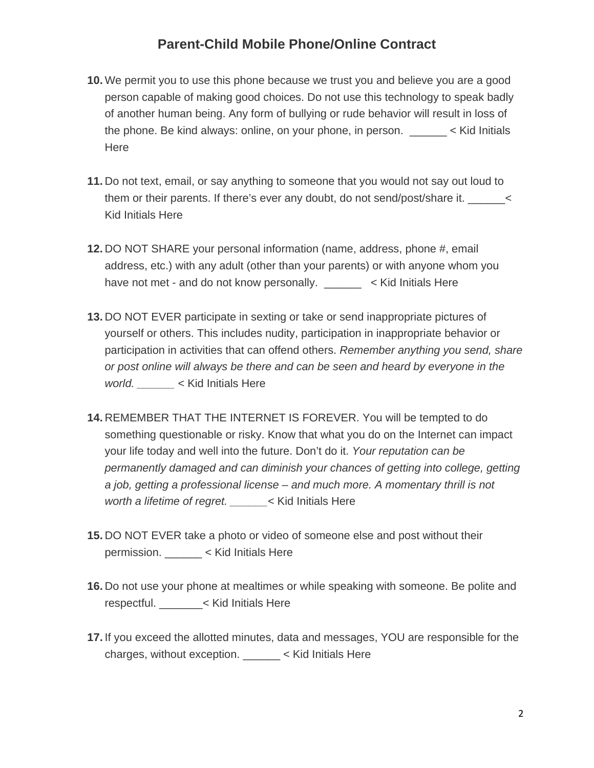# Parent-Child Mobile Phone/Online Contract

10. We permit you to use this phone because we trust you and believe you are a good person capable of making good choices. Do not use this technology to speak badly of another human being. Any form of bullying or rude behavior will result in loss of the phone. Be kind always: online, on your phone, in person. ______ < Kid Initials Here

11. Do not text, email, or say anything to someone that you would not say out loud to them or their parents. If there's ever any doubt, do not send/post/share it. ______< Kid Initials Here

12. DO NOT SHARE your personal information (name, address, phone #, email address, etc.) with any adult (other than your parents) or with anyone whom you have not met - and do not know personally. ______ < Kid Initials Here

13. DO NOT EVER participate in sexting or take or send inappropriate pictures of yourself or others. This includes nudity, participation in inappropriate behavior or participation in activities that can offend others. *Remember anything you send, share or post online will always be there and can be seen and heard by everyone in the world.* ______ < Kid Initials Here

14. REMEMBER THAT THE INTERNET IS FOREVER. You will be tempted to do something questionable or risky. Know that what you do on the Internet can impact your life today and well into the future. Don't do it. *Your reputation can be permanently damaged and can diminish your chances of getting into college, getting a job, getting a professional license – and much more. A momentary thrill is not worth a lifetime of regret.* ______< Kid Initials Here

15. DO NOT EVER take a photo or video of someone else and post without their permission. ______ < Kid Initials Here

16. Do not use your phone at mealtimes or while speaking with someone. Be polite and respectful. _______< Kid Initials Here

17. If you exceed the allotted minutes, data and messages, YOU are responsible for the charges, without exception. ______ < Kid Initials Here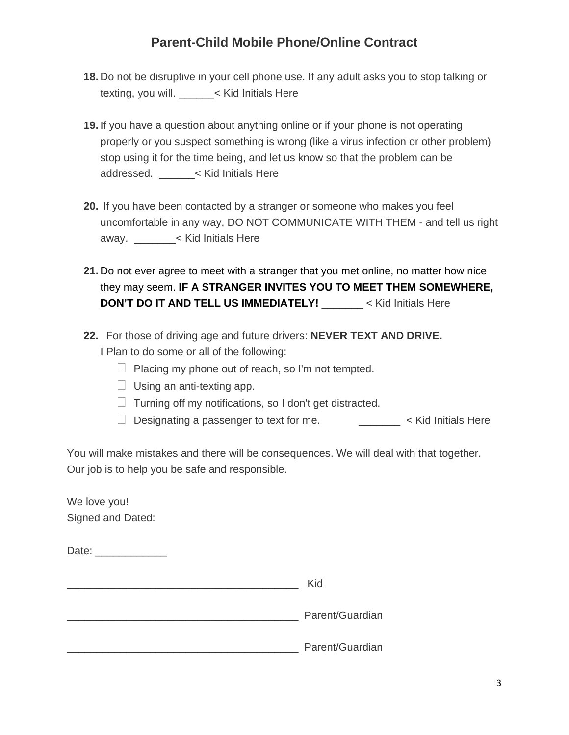# Parent-Child Mobile Phone/Online Contract

18. Do not be disruptive in your cell phone use. If any adult asks you to stop talking or texting, you will. ______< Kid Initials Here

19. If you have a question about anything online or if your phone is not operating properly or you suspect something is wrong (like a virus infection or other problem) stop using it for the time being, and let us know so that the problem can be addressed. ______< Kid Initials Here

20. If you have been contacted by a stranger or someone who makes you feel uncomfortable in any way, DO NOT COMMUNICATE WITH THEM - and tell us right away. _______< Kid Initials Here

21. Do not ever agree to meet with a stranger that you met online, no matter how nice they may seem. **IF A STRANGER INVITES YOU TO MEET THEM SOMEWHERE, DON'T DO IT AND TELL US IMMEDIATELY!** _______ < Kid Initials Here

22. For those of driving age and future drivers: **NEVER TEXT AND DRIVE.**
    I Plan to do some or all of the following:
    - ☐ Placing my phone out of reach, so I'm not tempted.
    - ☐ Using an anti-texting app.
    - ☐ Turning off my notifications, so I don't get distracted.
    - ☐ Designating a passenger to text for me. _______ < Kid Initials Here

You will make mistakes and there will be consequences. We will deal with that together. Our job is to help you be safe and responsible.

We love you!
Signed and Dated:

Date: ____________

_______________________________________ Kid

_______________________________________ Parent/Guardian

_______________________________________ Parent/Guardian